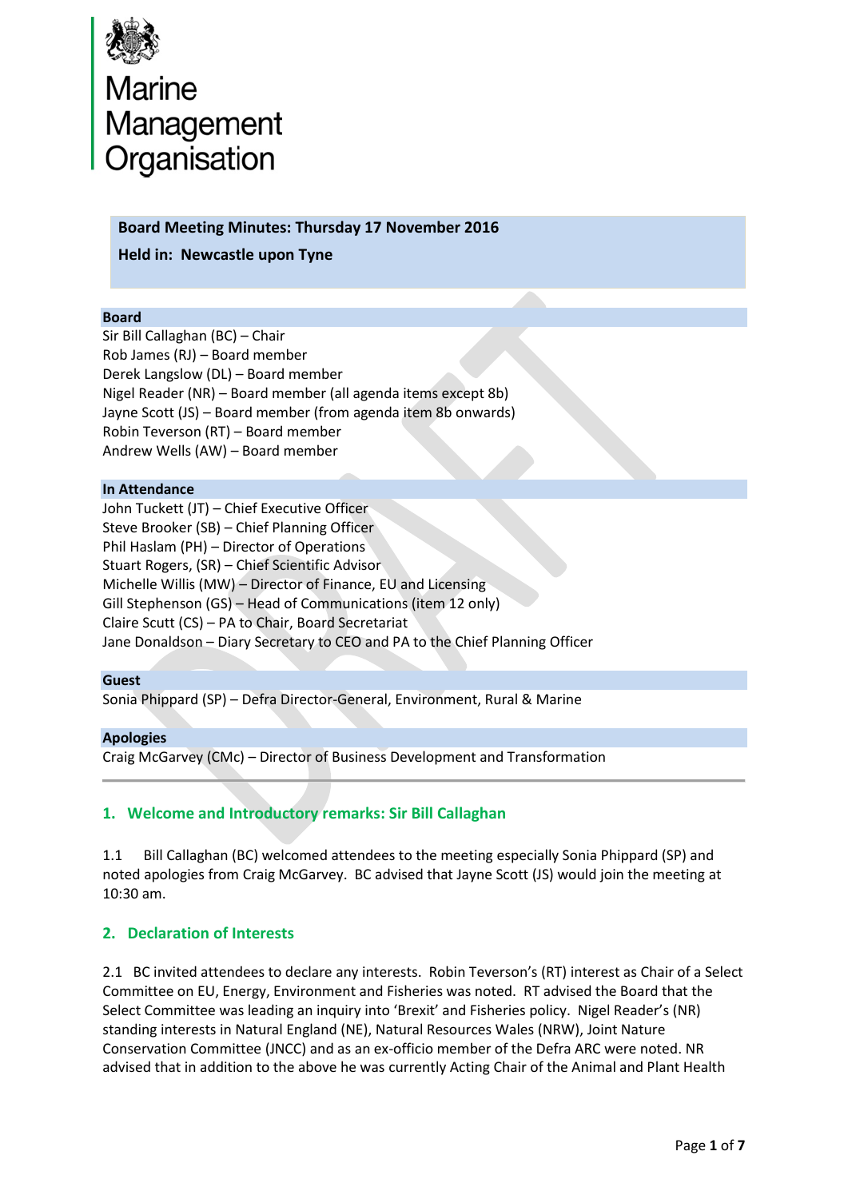Marine Management Organisation

**Board Meeting Minutes: Thursday 17 November 2016**

**Held in: Newcastle upon Tyne**

**Board**

Sir Bill Callaghan (BC) – Chair
Rob James (RJ) – Board member
Derek Langslow (DL) – Board member
Nigel Reader (NR) – Board member (all agenda items except 8b)
Jayne Scott (JS) – Board member (from agenda item 8b onwards)
Robin Teverson (RT) – Board member
Andrew Wells (AW) – Board member

**In Attendance**

John Tuckett (JT) – Chief Executive Officer
Steve Brooker (SB) – Chief Planning Officer
Phil Haslam (PH) – Director of Operations
Stuart Rogers, (SR) – Chief Scientific Advisor
Michelle Willis (MW) – Director of Finance, EU and Licensing
Gill Stephenson (GS) – Head of Communications (item 12 only)
Claire Scutt (CS) – PA to Chair, Board Secretariat
Jane Donaldson – Diary Secretary to CEO and PA to the Chief Planning Officer

**Guest**

Sonia Phippard (SP) – Defra Director-General, Environment, Rural & Marine

**Apologies**

Craig McGarvey (CMc) – Director of Business Development and Transformation

## 1. Welcome and Introductory remarks: Sir Bill Callaghan

1.1 Bill Callaghan (BC) welcomed attendees to the meeting especially Sonia Phippard (SP) and noted apologies from Craig McGarvey. BC advised that Jayne Scott (JS) would join the meeting at 10:30 am.

## 2. Declaration of Interests

2.1 BC invited attendees to declare any interests. Robin Teverson's (RT) interest as Chair of a Select Committee on EU, Energy, Environment and Fisheries was noted. RT advised the Board that the Select Committee was leading an inquiry into 'Brexit' and Fisheries policy. Nigel Reader's (NR) standing interests in Natural England (NE), Natural Resources Wales (NRW), Joint Nature Conservation Committee (JNCC) and as an ex-officio member of the Defra ARC were noted. NR advised that in addition to the above he was currently Acting Chair of the Animal and Plant Health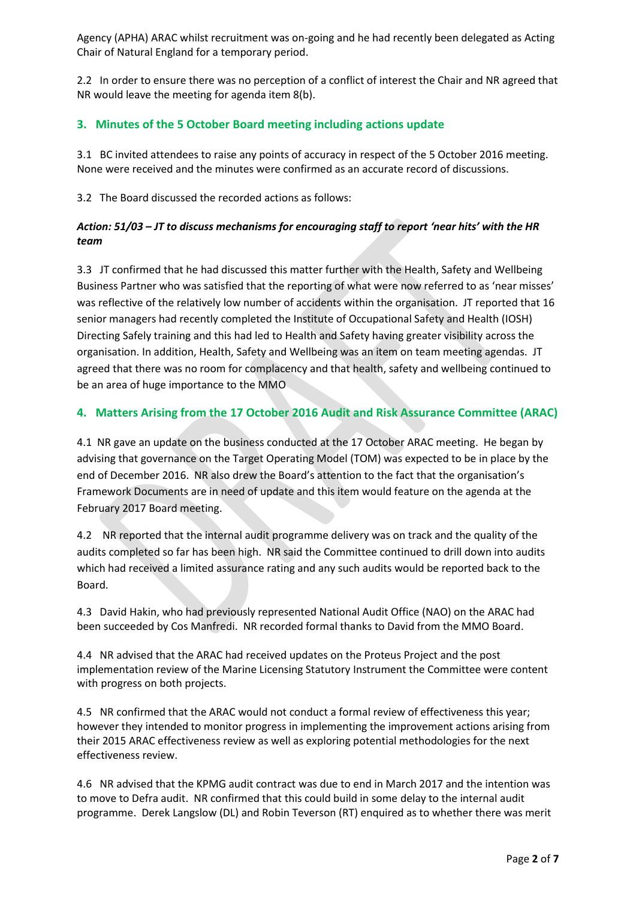Agency (APHA) ARAC whilst recruitment was on-going and he had recently been delegated as Acting Chair of Natural England for a temporary period.

2.2 In order to ensure there was no perception of a conflict of interest the Chair and NR agreed that NR would leave the meeting for agenda item 8(b).

## 3. Minutes of the 5 October Board meeting including actions update

3.1 BC invited attendees to raise any points of accuracy in respect of the 5 October 2016 meeting. None were received and the minutes were confirmed as an accurate record of discussions.

3.2 The Board discussed the recorded actions as follows:

***Action: 51/03 – JT to discuss mechanisms for encouraging staff to report 'near hits' with the HR team***

3.3 JT confirmed that he had discussed this matter further with the Health, Safety and Wellbeing Business Partner who was satisfied that the reporting of what were now referred to as 'near misses' was reflective of the relatively low number of accidents within the organisation. JT reported that 16 senior managers had recently completed the Institute of Occupational Safety and Health (IOSH) Directing Safely training and this had led to Health and Safety having greater visibility across the organisation. In addition, Health, Safety and Wellbeing was an item on team meeting agendas. JT agreed that there was no room for complacency and that health, safety and wellbeing continued to be an area of huge importance to the MMO

## 4. Matters Arising from the 17 October 2016 Audit and Risk Assurance Committee (ARAC)

4.1 NR gave an update on the business conducted at the 17 October ARAC meeting. He began by advising that governance on the Target Operating Model (TOM) was expected to be in place by the end of December 2016. NR also drew the Board's attention to the fact that the organisation's Framework Documents are in need of update and this item would feature on the agenda at the February 2017 Board meeting.

4.2 NR reported that the internal audit programme delivery was on track and the quality of the audits completed so far has been high. NR said the Committee continued to drill down into audits which had received a limited assurance rating and any such audits would be reported back to the Board.

4.3 David Hakin, who had previously represented National Audit Office (NAO) on the ARAC had been succeeded by Cos Manfredi. NR recorded formal thanks to David from the MMO Board.

4.4 NR advised that the ARAC had received updates on the Proteus Project and the post implementation review of the Marine Licensing Statutory Instrument the Committee were content with progress on both projects.

4.5 NR confirmed that the ARAC would not conduct a formal review of effectiveness this year; however they intended to monitor progress in implementing the improvement actions arising from their 2015 ARAC effectiveness review as well as exploring potential methodologies for the next effectiveness review.

4.6 NR advised that the KPMG audit contract was due to end in March 2017 and the intention was to move to Defra audit. NR confirmed that this could build in some delay to the internal audit programme. Derek Langslow (DL) and Robin Teverson (RT) enquired as to whether there was merit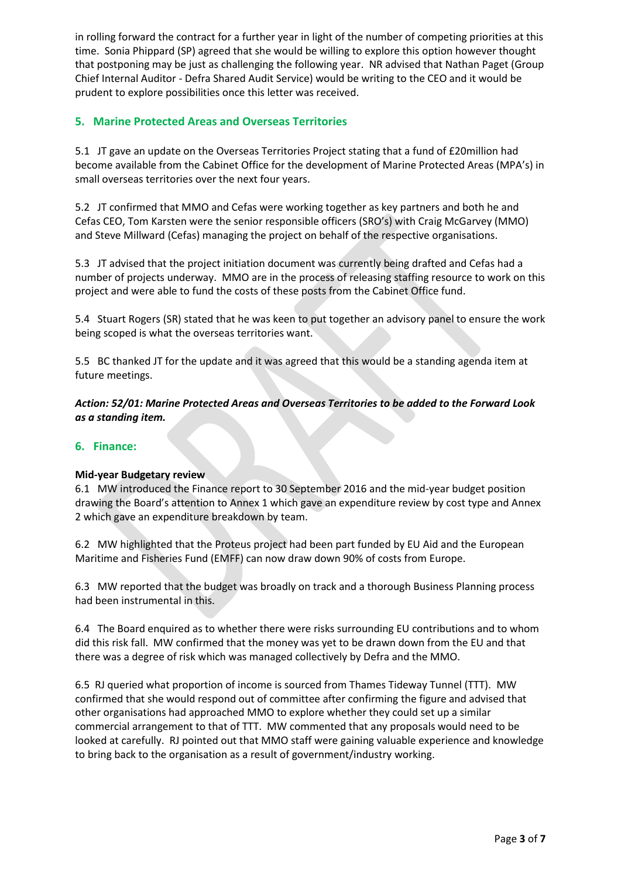in rolling forward the contract for a further year in light of the number of competing priorities at this time. Sonia Phippard (SP) agreed that she would be willing to explore this option however thought that postponing may be just as challenging the following year. NR advised that Nathan Paget (Group Chief Internal Auditor - Defra Shared Audit Service) would be writing to the CEO and it would be prudent to explore possibilities once this letter was received.

## 5. Marine Protected Areas and Overseas Territories

5.1 JT gave an update on the Overseas Territories Project stating that a fund of £20million had become available from the Cabinet Office for the development of Marine Protected Areas (MPA's) in small overseas territories over the next four years.

5.2 JT confirmed that MMO and Cefas were working together as key partners and both he and Cefas CEO, Tom Karsten were the senior responsible officers (SRO's) with Craig McGarvey (MMO) and Steve Millward (Cefas) managing the project on behalf of the respective organisations.

5.3 JT advised that the project initiation document was currently being drafted and Cefas had a number of projects underway. MMO are in the process of releasing staffing resource to work on this project and were able to fund the costs of these posts from the Cabinet Office fund.

5.4 Stuart Rogers (SR) stated that he was keen to put together an advisory panel to ensure the work being scoped is what the overseas territories want.

5.5 BC thanked JT for the update and it was agreed that this would be a standing agenda item at future meetings.

***Action: 52/01: Marine Protected Areas and Overseas Territories to be added to the Forward Look as a standing item.***

## 6. Finance:

**Mid-year Budgetary review**

6.1 MW introduced the Finance report to 30 September 2016 and the mid-year budget position drawing the Board's attention to Annex 1 which gave an expenditure review by cost type and Annex 2 which gave an expenditure breakdown by team.

6.2 MW highlighted that the Proteus project had been part funded by EU Aid and the European Maritime and Fisheries Fund (EMFF) can now draw down 90% of costs from Europe.

6.3 MW reported that the budget was broadly on track and a thorough Business Planning process had been instrumental in this.

6.4 The Board enquired as to whether there were risks surrounding EU contributions and to whom did this risk fall. MW confirmed that the money was yet to be drawn down from the EU and that there was a degree of risk which was managed collectively by Defra and the MMO.

6.5 RJ queried what proportion of income is sourced from Thames Tideway Tunnel (TTT). MW confirmed that she would respond out of committee after confirming the figure and advised that other organisations had approached MMO to explore whether they could set up a similar commercial arrangement to that of TTT. MW commented that any proposals would need to be looked at carefully. RJ pointed out that MMO staff were gaining valuable experience and knowledge to bring back to the organisation as a result of government/industry working.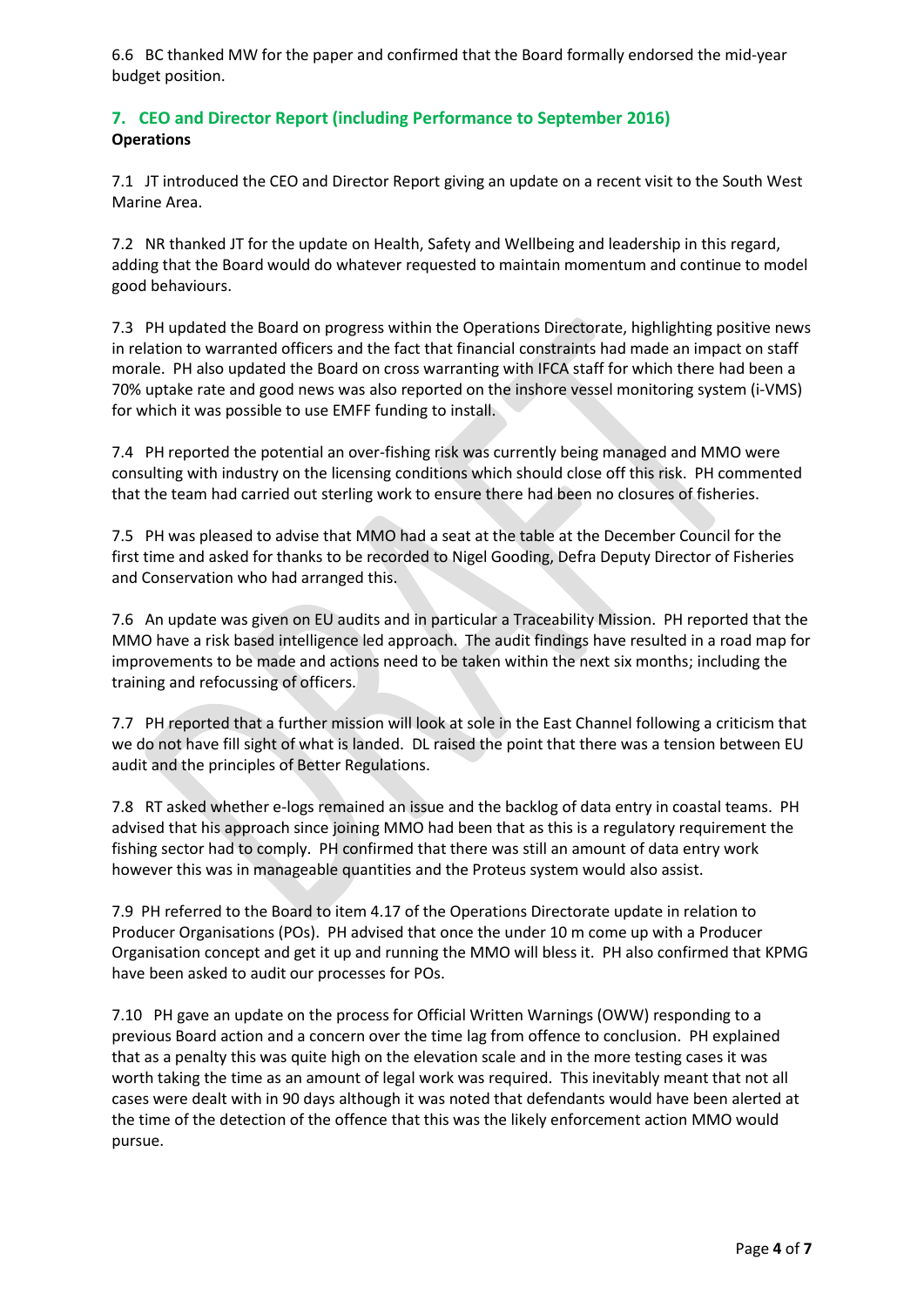6.6 BC thanked MW for the paper and confirmed that the Board formally endorsed the mid-year budget position.

## 7. CEO and Director Report (including Performance to September 2016)

**Operations**

7.1 JT introduced the CEO and Director Report giving an update on a recent visit to the South West Marine Area.

7.2 NR thanked JT for the update on Health, Safety and Wellbeing and leadership in this regard, adding that the Board would do whatever requested to maintain momentum and continue to model good behaviours.

7.3 PH updated the Board on progress within the Operations Directorate, highlighting positive news in relation to warranted officers and the fact that financial constraints had made an impact on staff morale. PH also updated the Board on cross warranting with IFCA staff for which there had been a 70% uptake rate and good news was also reported on the inshore vessel monitoring system (i-VMS) for which it was possible to use EMFF funding to install.

7.4 PH reported the potential an over-fishing risk was currently being managed and MMO were consulting with industry on the licensing conditions which should close off this risk. PH commented that the team had carried out sterling work to ensure there had been no closures of fisheries.

7.5 PH was pleased to advise that MMO had a seat at the table at the December Council for the first time and asked for thanks to be recorded to Nigel Gooding, Defra Deputy Director of Fisheries and Conservation who had arranged this.

7.6 An update was given on EU audits and in particular a Traceability Mission. PH reported that the MMO have a risk based intelligence led approach. The audit findings have resulted in a road map for improvements to be made and actions need to be taken within the next six months; including the training and refocussing of officers.

7.7 PH reported that a further mission will look at sole in the East Channel following a criticism that we do not have fill sight of what is landed. DL raised the point that there was a tension between EU audit and the principles of Better Regulations.

7.8 RT asked whether e-logs remained an issue and the backlog of data entry in coastal teams. PH advised that his approach since joining MMO had been that as this is a regulatory requirement the fishing sector had to comply. PH confirmed that there was still an amount of data entry work however this was in manageable quantities and the Proteus system would also assist.

7.9 PH referred to the Board to item 4.17 of the Operations Directorate update in relation to Producer Organisations (POs). PH advised that once the under 10 m come up with a Producer Organisation concept and get it up and running the MMO will bless it. PH also confirmed that KPMG have been asked to audit our processes for POs.

7.10 PH gave an update on the process for Official Written Warnings (OWW) responding to a previous Board action and a concern over the time lag from offence to conclusion. PH explained that as a penalty this was quite high on the elevation scale and in the more testing cases it was worth taking the time as an amount of legal work was required. This inevitably meant that not all cases were dealt with in 90 days although it was noted that defendants would have been alerted at the time of the detection of the offence that this was the likely enforcement action MMO would pursue.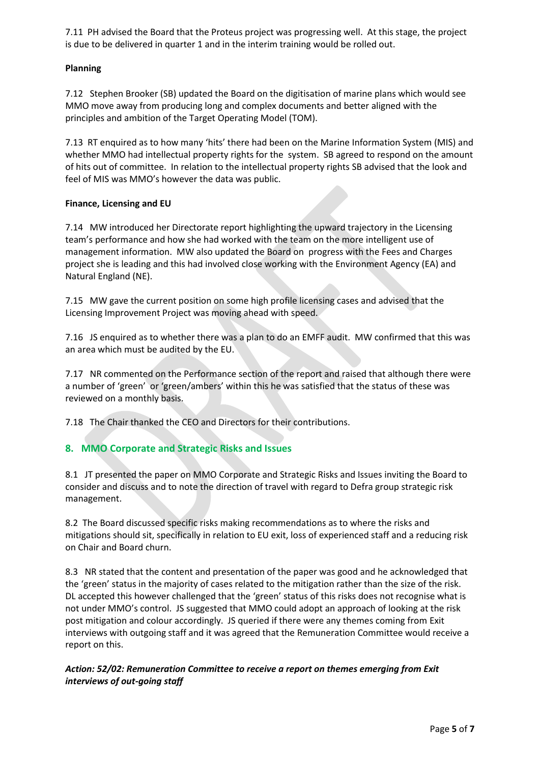7.11 PH advised the Board that the Proteus project was progressing well. At this stage, the project is due to be delivered in quarter 1 and in the interim training would be rolled out.

**Planning**

7.12 Stephen Brooker (SB) updated the Board on the digitisation of marine plans which would see MMO move away from producing long and complex documents and better aligned with the principles and ambition of the Target Operating Model (TOM).

7.13 RT enquired as to how many 'hits' there had been on the Marine Information System (MIS) and whether MMO had intellectual property rights for the system. SB agreed to respond on the amount of hits out of committee. In relation to the intellectual property rights SB advised that the look and feel of MIS was MMO's however the data was public.

**Finance, Licensing and EU**

7.14 MW introduced her Directorate report highlighting the upward trajectory in the Licensing team's performance and how she had worked with the team on the more intelligent use of management information. MW also updated the Board on progress with the Fees and Charges project she is leading and this had involved close working with the Environment Agency (EA) and Natural England (NE).

7.15 MW gave the current position on some high profile licensing cases and advised that the Licensing Improvement Project was moving ahead with speed.

7.16 JS enquired as to whether there was a plan to do an EMFF audit. MW confirmed that this was an area which must be audited by the EU.

7.17 NR commented on the Performance section of the report and raised that although there were a number of 'green' or 'green/ambers' within this he was satisfied that the status of these was reviewed on a monthly basis.

7.18 The Chair thanked the CEO and Directors for their contributions.

## 8. MMO Corporate and Strategic Risks and Issues

8.1 JT presented the paper on MMO Corporate and Strategic Risks and Issues inviting the Board to consider and discuss and to note the direction of travel with regard to Defra group strategic risk management.

8.2 The Board discussed specific risks making recommendations as to where the risks and mitigations should sit, specifically in relation to EU exit, loss of experienced staff and a reducing risk on Chair and Board churn.

8.3 NR stated that the content and presentation of the paper was good and he acknowledged that the 'green' status in the majority of cases related to the mitigation rather than the size of the risk. DL accepted this however challenged that the 'green' status of this risks does not recognise what is not under MMO's control. JS suggested that MMO could adopt an approach of looking at the risk post mitigation and colour accordingly. JS queried if there were any themes coming from Exit interviews with outgoing staff and it was agreed that the Remuneration Committee would receive a report on this.

***Action: 52/02: Remuneration Committee to receive a report on themes emerging from Exit interviews of out-going staff***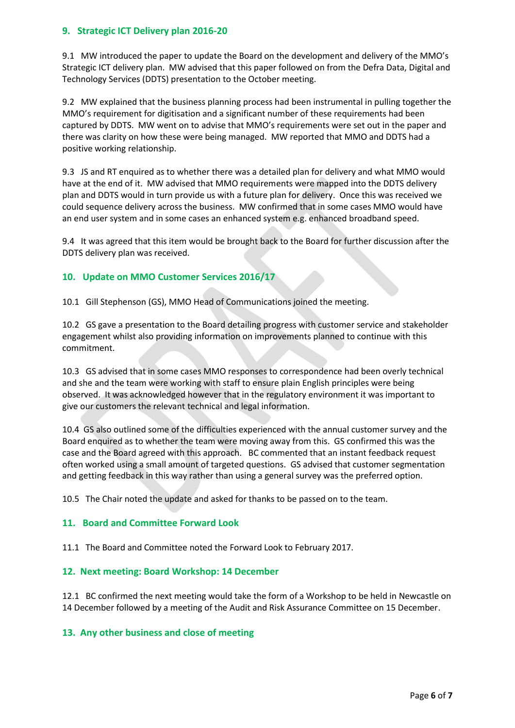## 9. Strategic ICT Delivery plan 2016-20

9.1 MW introduced the paper to update the Board on the development and delivery of the MMO's Strategic ICT delivery plan. MW advised that this paper followed on from the Defra Data, Digital and Technology Services (DDTS) presentation to the October meeting.

9.2 MW explained that the business planning process had been instrumental in pulling together the MMO's requirement for digitisation and a significant number of these requirements had been captured by DDTS. MW went on to advise that MMO's requirements were set out in the paper and there was clarity on how these were being managed. MW reported that MMO and DDTS had a positive working relationship.

9.3 JS and RT enquired as to whether there was a detailed plan for delivery and what MMO would have at the end of it. MW advised that MMO requirements were mapped into the DDTS delivery plan and DDTS would in turn provide us with a future plan for delivery. Once this was received we could sequence delivery across the business. MW confirmed that in some cases MMO would have an end user system and in some cases an enhanced system e.g. enhanced broadband speed.

9.4 It was agreed that this item would be brought back to the Board for further discussion after the DDTS delivery plan was received.

## 10. Update on MMO Customer Services 2016/17

10.1 Gill Stephenson (GS), MMO Head of Communications joined the meeting.

10.2 GS gave a presentation to the Board detailing progress with customer service and stakeholder engagement whilst also providing information on improvements planned to continue with this commitment.

10.3 GS advised that in some cases MMO responses to correspondence had been overly technical and she and the team were working with staff to ensure plain English principles were being observed. It was acknowledged however that in the regulatory environment it was important to give our customers the relevant technical and legal information.

10.4 GS also outlined some of the difficulties experienced with the annual customer survey and the Board enquired as to whether the team were moving away from this. GS confirmed this was the case and the Board agreed with this approach. BC commented that an instant feedback request often worked using a small amount of targeted questions. GS advised that customer segmentation and getting feedback in this way rather than using a general survey was the preferred option.

10.5 The Chair noted the update and asked for thanks to be passed on to the team.

## 11. Board and Committee Forward Look

11.1 The Board and Committee noted the Forward Look to February 2017.

## 12. Next meeting: Board Workshop: 14 December

12.1 BC confirmed the next meeting would take the form of a Workshop to be held in Newcastle on 14 December followed by a meeting of the Audit and Risk Assurance Committee on 15 December.

## 13. Any other business and close of meeting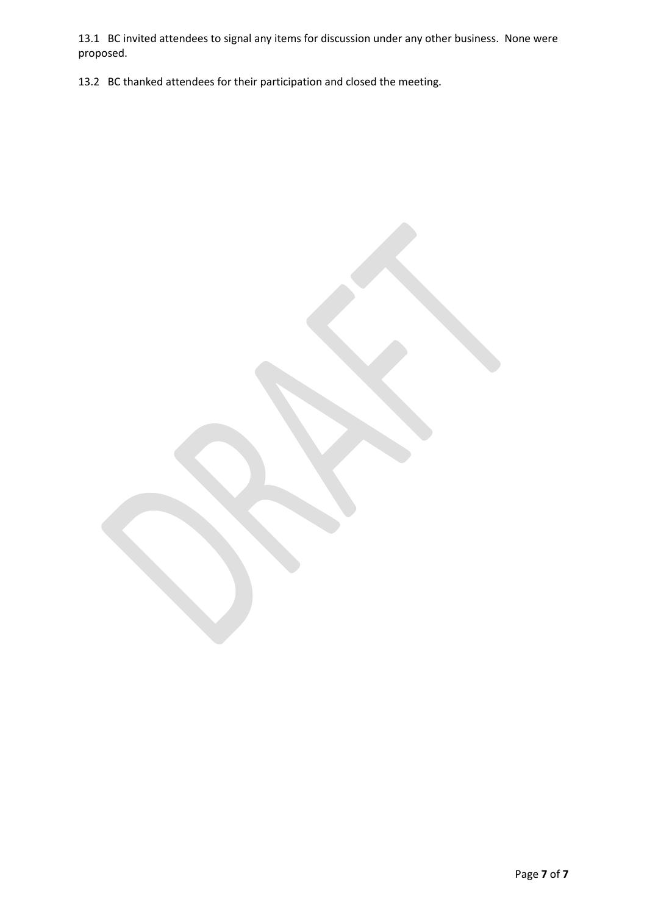13.1 BC invited attendees to signal any items for discussion under any other business. None were proposed.

13.2 BC thanked attendees for their participation and closed the meeting.